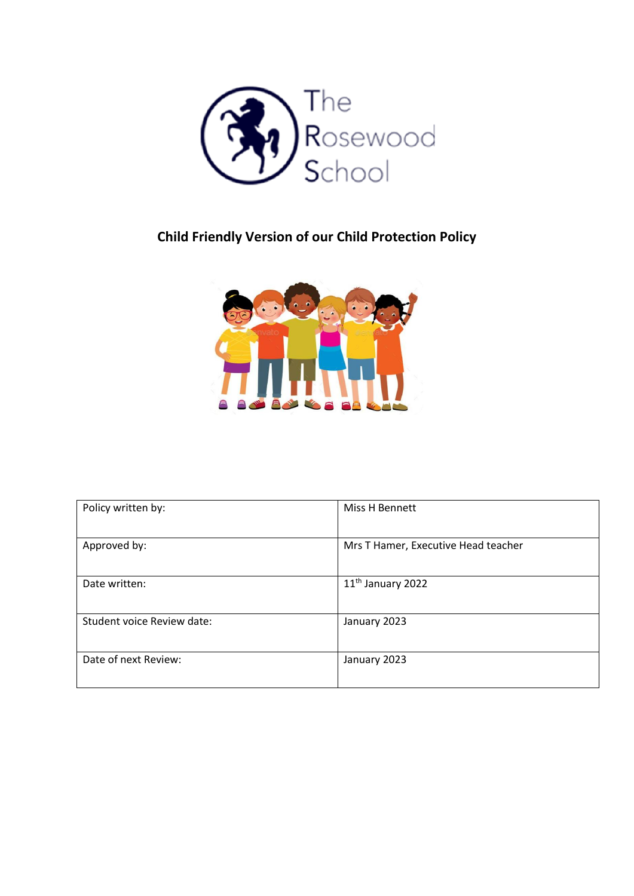The Rosewood School

# Child Friendly Version of our Child Protection Policy

| Policy written by: | Miss H Bennett |
|---|---|
| Approved by: | Mrs T Hamer, Executive Head teacher |
| Date written: | 11th January 2022 |
| Student voice Review date: | January 2023 |
| Date of next Review: | January 2023 |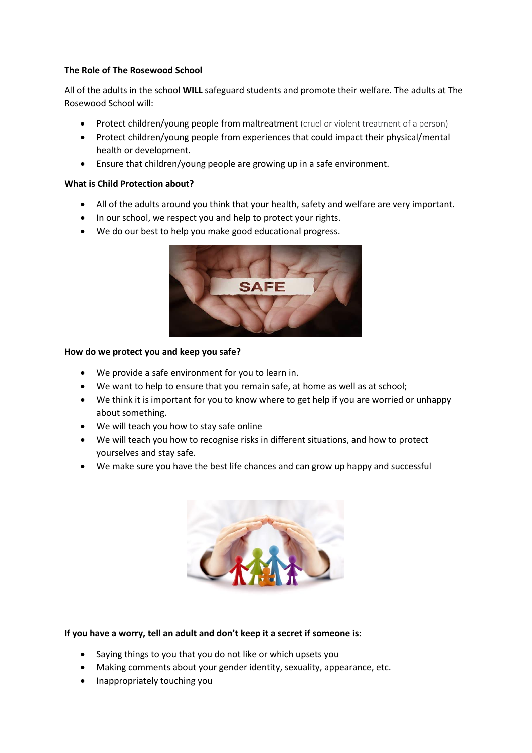**The Role of The Rosewood School**

All of the adults in the school **WILL** safeguard students and promote their welfare. The adults at The Rosewood School will:

- Protect children/young people from maltreatment (cruel or violent treatment of a person)
- Protect children/young people from experiences that could impact their physical/mental health or development.
- Ensure that children/young people are growing up in a safe environment.

**What is Child Protection about?**

- All of the adults around you think that your health, safety and welfare are very important.
- In our school, we respect you and help to protect your rights.
- We do our best to help you make good educational progress.

**How do we protect you and keep you safe?**

- We provide a safe environment for you to learn in.
- We want to help to ensure that you remain safe, at home as well as at school;
- We think it is important for you to know where to get help if you are worried or unhappy about something.
- We will teach you how to stay safe online
- We will teach you how to recognise risks in different situations, and how to protect yourselves and stay safe.
- We make sure you have the best life chances and can grow up happy and successful

**If you have a worry, tell an adult and don't keep it a secret if someone is:**

- Saying things to you that you do not like or which upsets you
- Making comments about your gender identity, sexuality, appearance, etc.
- Inappropriately touching you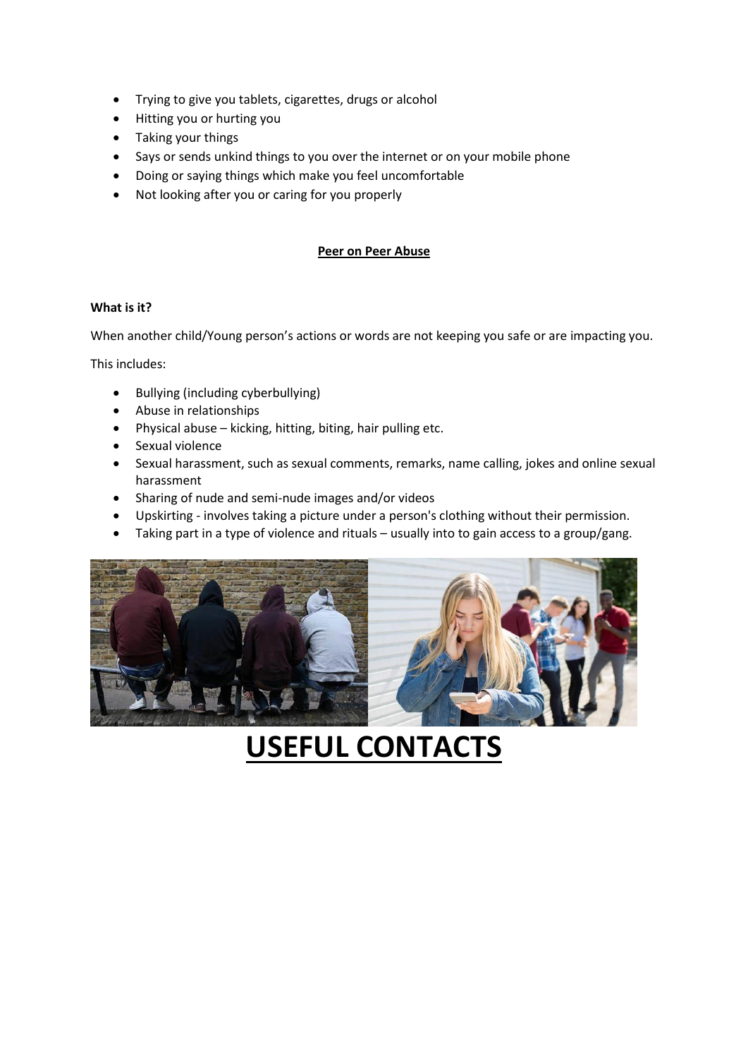- Trying to give you tablets, cigarettes, drugs or alcohol
- Hitting you or hurting you
- Taking your things
- Says or sends unkind things to you over the internet or on your mobile phone
- Doing or saying things which make you feel uncomfortable
- Not looking after you or caring for you properly

## Peer on Peer Abuse

**What is it?**

When another child/Young person's actions or words are not keeping you safe or are impacting you.

This includes:

- Bullying (including cyberbullying)
- Abuse in relationships
- Physical abuse – kicking, hitting, biting, hair pulling etc.
- Sexual violence
- Sexual harassment, such as sexual comments, remarks, name calling, jokes and online sexual harassment
- Sharing of nude and semi-nude images and/or videos
- Upskirting - involves taking a picture under a person's clothing without their permission.
- Taking part in a type of violence and rituals – usually into to gain access to a group/gang.

# USEFUL CONTACTS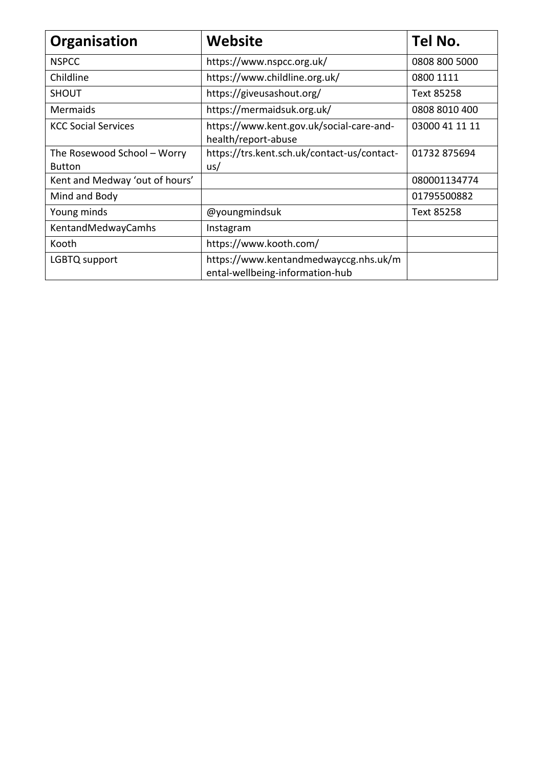| Organisation | Website | Tel No. |
|---|---|---|
| NSPCC | https://www.nspcc.org.uk/ | 0808 800 5000 |
| Childline | https://www.childline.org.uk/ | 0800 1111 |
| SHOUT | https://giveusashout.org/ | Text 85258 |
| Mermaids | https://mermaidsuk.org.uk/ | 0808 8010 400 |
| KCC Social Services | https://www.kent.gov.uk/social-care-and-health/report-abuse | 03000 41 11 11 |
| The Rosewood School – Worry Button | https://trs.kent.sch.uk/contact-us/contact-us/ | 01732 875694 |
| Kent and Medway 'out of hours' | | 080001134774 |
| Mind and Body | | 01795500882 |
| Young minds | @youngmindsuk | Text 85258 |
| KentandMedwayCamhs | Instagram | |
| Kooth | https://www.kooth.com/ | |
| LGBTQ support | https://www.kentandmedwayccg.nhs.uk/mental-wellbeing-information-hub | |